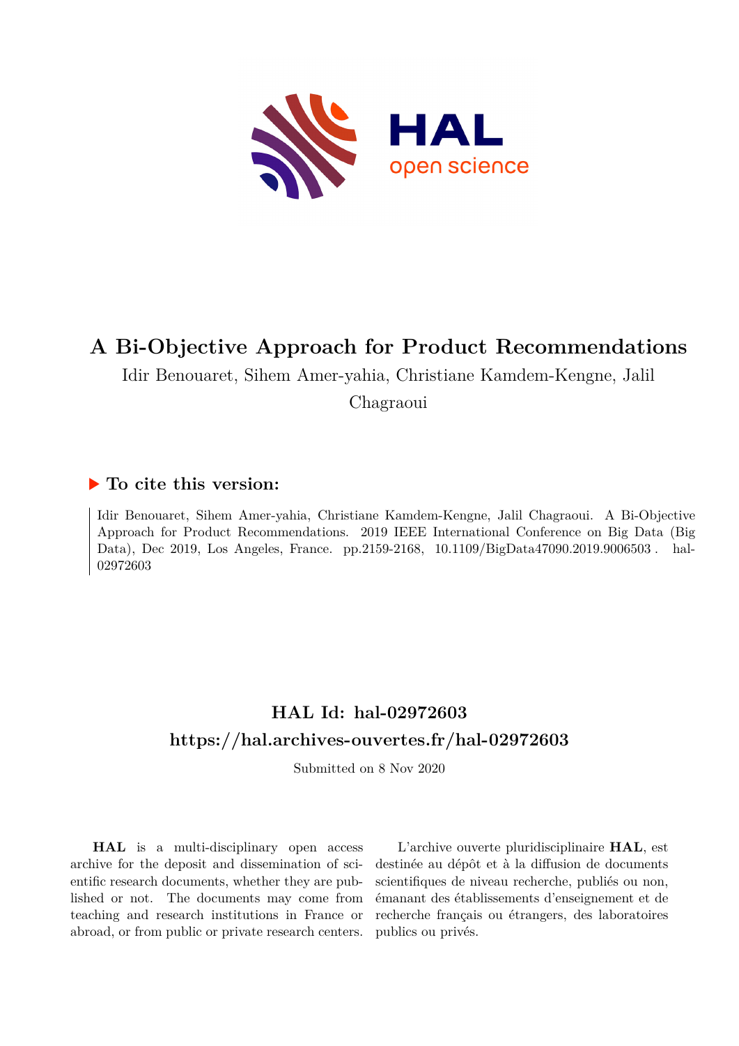# A Bi-Objective Approach for Product Recommendations

Idir Benouaret, Sihem Amer-yahia, Christiane Kamdem-Kengne, Jalil Chagraoui

## ▶ To cite this version:

Idir Benouaret, Sihem Amer-yahia, Christiane Kamdem-Kengne, Jalil Chagraoui. A Bi-Objective Approach for Product Recommendations. 2019 IEEE International Conference on Big Data (Big Data), Dec 2019, Los Angeles, France. pp.2159-2168, 10.1109/BigData47090.2019.9006503 . hal-02972603

## HAL Id: hal-02972603

## https://hal.archives-ouvertes.fr/hal-02972603

Submitted on 8 Nov 2020

**HAL** is a multi-disciplinary open access archive for the deposit and dissemination of scientific research documents, whether they are published or not. The documents may come from teaching and research institutions in France or abroad, or from public or private research centers.

L'archive ouverte pluridisciplinaire **HAL**, est destinée au dépôt et à la diffusion de documents scientifiques de niveau recherche, publiés ou non, émanant des établissements d'enseignement et de recherche français ou étrangers, des laboratoires publics ou privés.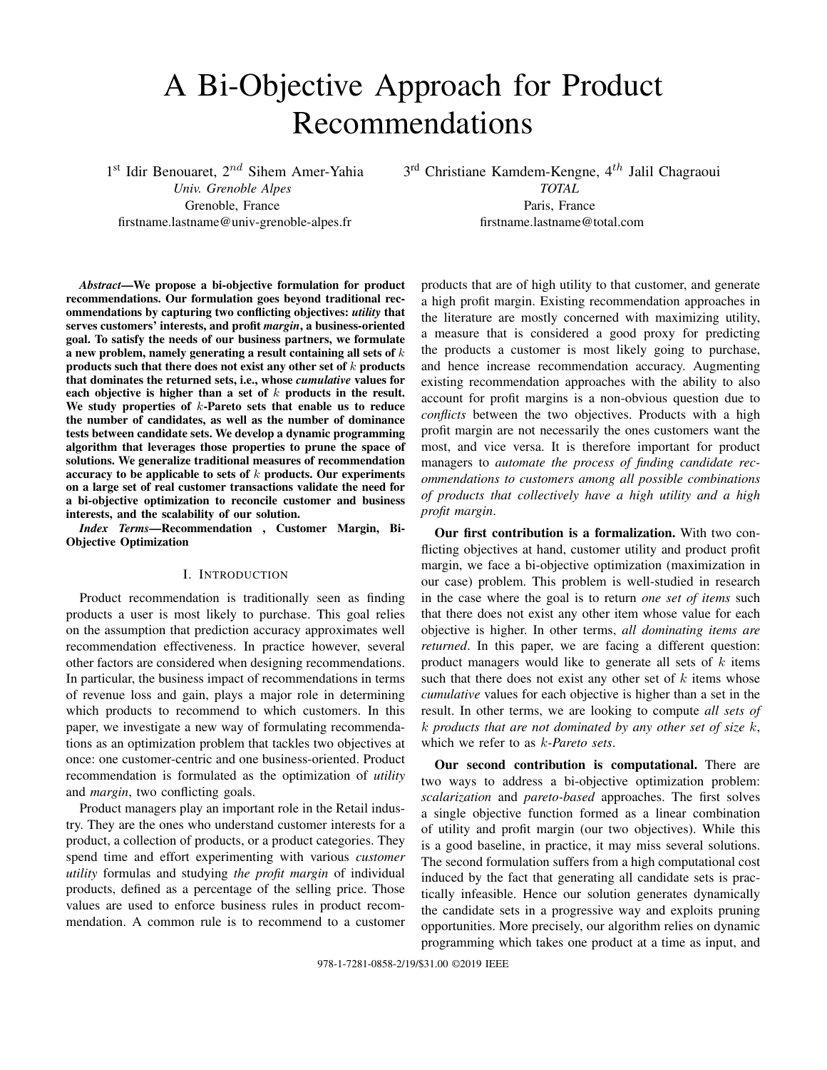# A Bi-Objective Approach for Product Recommendations

1st Idir Benouaret, 2nd Sihem Amer-Yahia
*Univ. Grenoble Alpes*
Grenoble, France
firstname.lastname@univ-grenoble-alpes.fr

3rd Christiane Kamdem-Kengne, 4th Jalil Chagraoui
*TOTAL*
Paris, France
firstname.lastname@total.com

***Abstract*—We propose a bi-objective formulation for product recommendations. Our formulation goes beyond traditional recommendations by capturing two conflicting objectives: *utility* that serves customers' interests, and profit *margin*, a business-oriented goal. To satisfy the needs of our business partners, we formulate a new problem, namely generating a result containing all sets of $k$ products such that there does not exist any other set of $k$ products that dominates the returned sets, i.e., whose *cumulative* values for each objective is higher than a set of $k$ products in the result. We study properties of $k$-Pareto sets that enable us to reduce the number of candidates, as well as the number of dominance tests between candidate sets. We develop a dynamic programming algorithm that leverages those properties to prune the space of solutions. We generalize traditional measures of recommendation accuracy to be applicable to sets of $k$ products. Our experiments on a large set of real customer transactions validate the need for a bi-objective optimization to reconcile customer and business interests, and the scalability of our solution.**

***Index Terms*—Recommendation , Customer Margin, Bi-Objective Optimization**

## I. Introduction

Product recommendation is traditionally seen as finding products a user is most likely to purchase. This goal relies on the assumption that prediction accuracy approximates well recommendation effectiveness. In practice however, several other factors are considered when designing recommendations. In particular, the business impact of recommendations in terms of revenue loss and gain, plays a major role in determining which products to recommend to which customers. In this paper, we investigate a new way of formulating recommendations as an optimization problem that tackles two objectives at once: one customer-centric and one business-oriented. Product recommendation is formulated as the optimization of *utility* and *margin*, two conflicting goals.

Product managers play an important role in the Retail industry. They are the ones who understand customer interests for a product, a collection of products, or a product categories. They spend time and effort experimenting with various *customer utility* formulas and studying *the profit margin* of individual products, defined as a percentage of the selling price. Those values are used to enforce business rules in product recommendation. A common rule is to recommend to a customer products that are of high utility to that customer, and generate a high profit margin. Existing recommendation approaches in the literature are mostly concerned with maximizing utility, a measure that is considered a good proxy for predicting the products a customer is most likely going to purchase, and hence increase recommendation accuracy. Augmenting existing recommendation approaches with the ability to also account for profit margins is a non-obvious question due to *conflicts* between the two objectives. Products with a high profit margin are not necessarily the ones customers want the most, and vice versa. It is therefore important for product managers to *automate the process of finding candidate recommendations to customers among all possible combinations of products that collectively have a high utility and a high profit margin*.

**Our first contribution is a formalization.** With two conflicting objectives at hand, customer utility and product profit margin, we face a bi-objective optimization (maximization in our case) problem. This problem is well-studied in research in the case where the goal is to return *one set of items* such that there does not exist any other item whose value for each objective is higher. In other terms, *all dominating items are returned*. In this paper, we are facing a different question: product managers would like to generate all sets of $k$ items such that there does not exist any other set of $k$ items whose *cumulative* values for each objective is higher than a set in the result. In other terms, we are looking to compute *all sets of $k$ products that are not dominated by any other set of size $k$*, which we refer to as *$k$-Pareto sets*.

**Our second contribution is computational.** There are two ways to address a bi-objective optimization problem: *scalarization* and *pareto-based* approaches. The first solves a single objective function formed as a linear combination of utility and profit margin (our two objectives). While this is a good baseline, in practice, it may miss several solutions. The second formulation suffers from a high computational cost induced by the fact that generating all candidate sets is practically infeasible. Hence our solution generates dynamically the candidate sets in a progressive way and exploits pruning opportunities. More precisely, our algorithm relies on dynamic programming which takes one product at a time as input, and

978-1-7281-0858-2/19/$31.00 ©2019 IEEE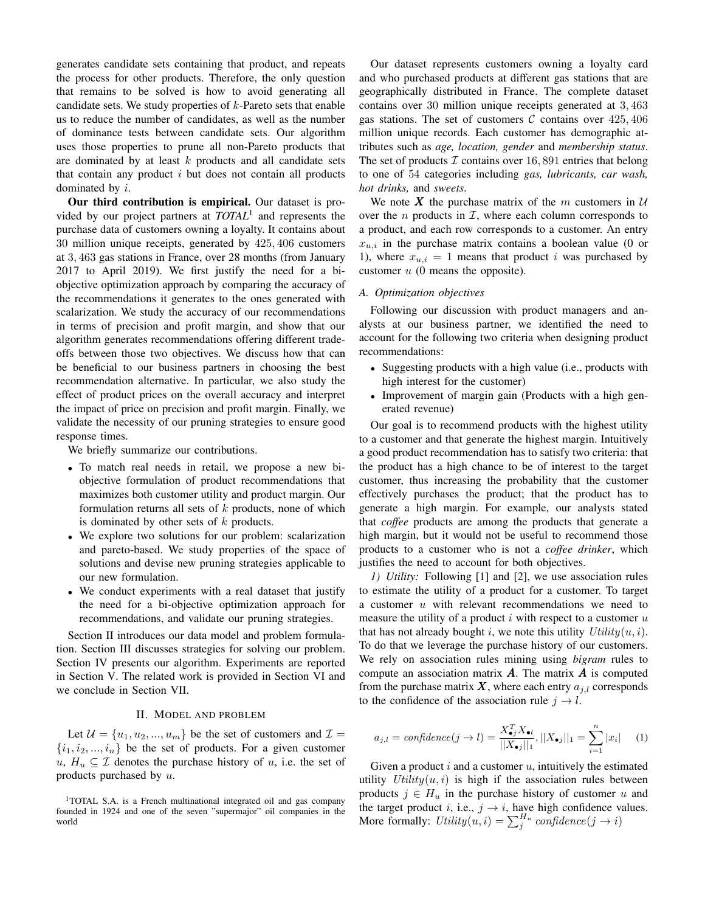generates candidate sets containing that product, and repeats the process for other products. Therefore, the only question that remains to be solved is how to avoid generating all candidate sets. We study properties of $k$-Pareto sets that enable us to reduce the number of candidates, as well as the number of dominance tests between candidate sets. Our algorithm uses those properties to prune all non-Pareto products that are dominated by at least $k$ products and all candidate sets that contain any product $i$ but does not contain all products dominated by $i$.

**Our third contribution is empirical.** Our dataset is provided by our project partners at ***TOTAL***[1] and represents the purchase data of customers owning a loyalty. It contains about 30 million unique receipts, generated by 425,406 customers at 3,463 gas stations in France, over 28 months (from January 2017 to April 2019). We first justify the need for a bi-objective optimization approach by comparing the accuracy of the recommendations it generates to the ones generated with scalarization. We study the accuracy of our recommendations in terms of precision and profit margin, and show that our algorithm generates recommendations offering different trade-offs between those two objectives. We discuss how that can be beneficial to our business partners in choosing the best recommendation alternative. In particular, we also study the effect of product prices on the overall accuracy and interpret the impact of price on precision and profit margin. Finally, we validate the necessity of our pruning strategies to ensure good response times.

We briefly summarize our contributions.

- To match real needs in retail, we propose a new bi-objective formulation of product recommendations that maximizes both customer utility and product margin. Our formulation returns all sets of $k$ products, none of which is dominated by other sets of $k$ products.
- We explore two solutions for our problem: scalarization and pareto-based. We study properties of the space of solutions and devise new pruning strategies applicable to our new formulation.
- We conduct experiments with a real dataset that justify the need for a bi-objective optimization approach for recommendations, and validate our pruning strategies.

Section II introduces our data model and problem formulation. Section III discusses strategies for solving our problem. Section IV presents our algorithm. Experiments are reported in Section V. The related work is provided in Section VI and we conclude in Section VII.

## II. Model and problem

Let $\mathcal{U} = \{u_1, u_2, ..., u_m\}$ be the set of customers and $\mathcal{I} = \{i_1, i_2, ..., i_n\}$ be the set of products. For a given customer $u$, $H_u \subseteq \mathcal{I}$ denotes the purchase history of $u$, i.e. the set of products purchased by $u$.

[1] TOTAL S.A. is a French multinational integrated oil and gas company founded in 1924 and one of the seven "supermajor" oil companies in the world

Our dataset represents customers owning a loyalty card and who purchased products at different gas stations that are geographically distributed in France. The complete dataset contains over 30 million unique receipts generated at 3,463 gas stations. The set of customers $\mathcal{C}$ contains over 425,406 million unique records. Each customer has demographic attributes such as *age, location, gender* and *membership status*. The set of products $\mathcal{I}$ contains over 16,891 entries that belong to one of 54 categories including *gas, lubricants, car wash, hot drinks,* and *sweets*.

We note $\boldsymbol{X}$ the purchase matrix of the $m$ customers in $\mathcal{U}$ over the $n$ products in $\mathcal{I}$, where each column corresponds to a product, and each row corresponds to a customer. An entry $x_{u,i}$ in the purchase matrix contains a boolean value (0 or 1), where $x_{u,i} = 1$ means that product $i$ was purchased by customer $u$ (0 means the opposite).

### A. Optimization objectives

Following our discussion with product managers and analysts at our business partner, we identified the need to account for the following two criteria when designing product recommendations:

- Suggesting products with a high value (i.e., products with high interest for the customer)
- Improvement of margin gain (Products with a high generated revenue)

Our goal is to recommend products with the highest utility to a customer and that generate the highest margin. Intuitively a good product recommendation has to satisfy two criteria: that the product has a high chance to be of interest to the target customer, thus increasing the probability that the customer effectively purchases the product; that the product has to generate a high margin. For example, our analysts stated that *coffee* products are among the products that generate a high margin, but it would not be useful to recommend those products to a customer who is not a *coffee drinker*, which justifies the need to account for both objectives.

*1) Utility:* Following [1] and [2], we use association rules to estimate the utility of a product for a customer. To target a customer $u$ with relevant recommendations we need to measure the utility of a product $i$ with respect to a customer $u$ that has not already bought $i$, we note this utility $Utility(u, i)$. To do that we leverage the purchase history of our customers. We rely on association rules mining using *bigram* rules to compute an association matrix $\boldsymbol{A}$. The matrix $\boldsymbol{A}$ is computed from the purchase matrix $\boldsymbol{X}$, where each entry $a_{j,l}$ corresponds to the confidence of the association rule $j \rightarrow l$.

$$a_{j,l} = \textit{confidence}(j \rightarrow l) = \frac{X_{\bullet j}^T X_{\bullet l}}{||X_{\bullet j}||_1}, ||X_{\bullet j}||_1 = \sum_{i=1}^{n} |x_i| \quad (1)$$

Given a product $i$ and a customer $u$, intuitively the estimated utility $Utility(u, i)$ is high if the association rules between products $j \in H_u$ in the purchase history of customer $u$ and the target product $i$, i.e., $j \rightarrow i$, have high confidence values. More formally: $Utility(u, i) = \sum_{j}^{H_u} \textit{confidence}(j \rightarrow i)$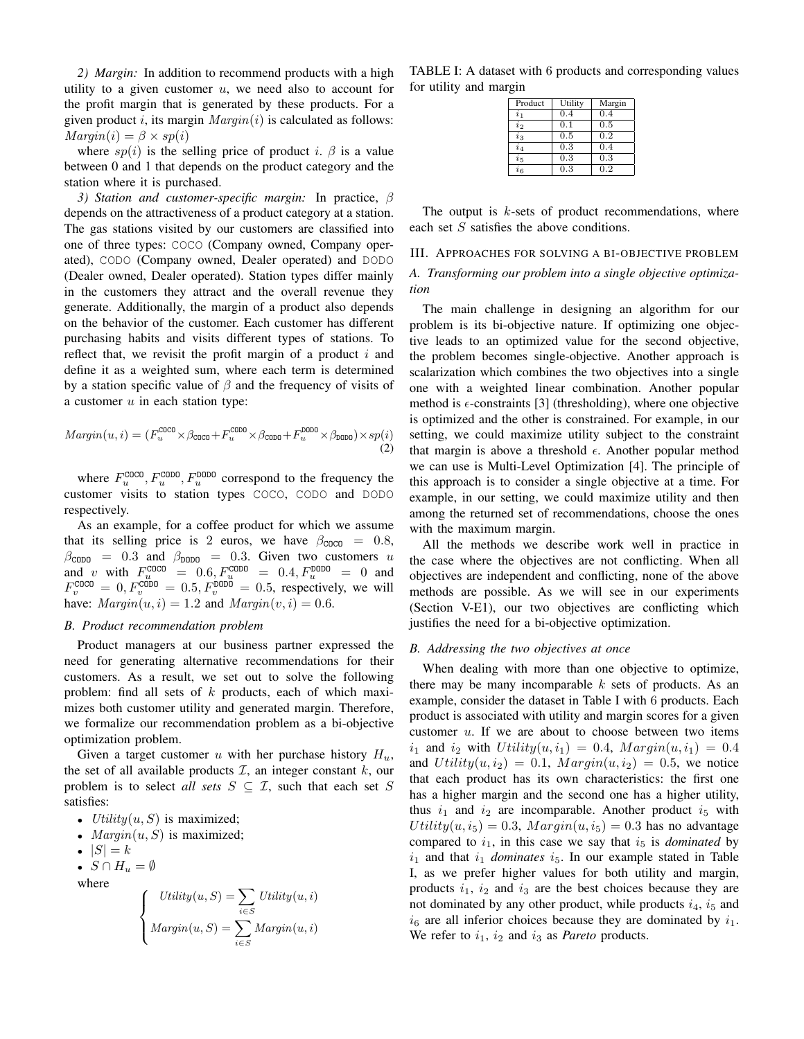*2) Margin:* In addition to recommend products with a high utility to a given customer $u$, we need also to account for the profit margin that is generated by these products. For a given product $i$, its margin $Margin(i)$ is calculated as follows: $Margin(i) = \beta \times sp(i)$

where $sp(i)$ is the selling price of product $i$. $\beta$ is a value between 0 and 1 that depends on the product category and the station where it is purchased.

*3) Station and customer-specific margin:* In practice, $\beta$ depends on the attractiveness of a product category at a station. The gas stations visited by our customers are classified into one of three types: COCO (Company owned, Company operated), CODO (Company owned, Dealer operated) and DODO (Dealer owned, Dealer operated). Station types differ mainly in the customers they attract and the overall revenue they generate. Additionally, the margin of a product also depends on the behavior of the customer. Each customer has different purchasing habits and visits different types of stations. To reflect that, we revisit the profit margin of a product $i$ and define it as a weighted sum, where each term is determined by a station specific value of $\beta$ and the frequency of visits of a customer $u$ in each station type:

$$Margin(u,i) = (F_u^{\texttt{COCO}} \times \beta_{\texttt{COCO}} + F_u^{\texttt{CODO}} \times \beta_{\texttt{CODO}} + F_u^{\texttt{DODO}} \times \beta_{\texttt{DODO}}) \times sp(i) \quad (2)$$

where $F_u^{\texttt{COCO}}, F_u^{\texttt{CODO}}, F_u^{\texttt{DODO}}$ correspond to the frequency the customer visits to station types COCO, CODO and DODO respectively.

As an example, for a coffee product for which we assume that its selling price is 2 euros, we have $\beta_{\texttt{COCO}} = 0.8$, $\beta_{\texttt{CODO}} = 0.3$ and $\beta_{\texttt{DODO}} = 0.3$. Given two customers $u$ and $v$ with $F_u^{\texttt{COCO}} = 0.6, F_u^{\texttt{CODO}} = 0.4, F_u^{\texttt{DODO}} = 0$ and $F_v^{\texttt{COCO}} = 0, F_v^{\texttt{CODO}} = 0.5, F_v^{\texttt{DODO}} = 0.5$, respectively, we will have: $Margin(u,i) = 1.2$ and $Margin(v,i) = 0.6$.

### *B. Product recommendation problem*

Product managers at our business partner expressed the need for generating alternative recommendations for their customers. As a result, we set out to solve the following problem: find all sets of $k$ products, each of which maximizes both customer utility and generated margin. Therefore, we formalize our recommendation problem as a bi-objective optimization problem.

Given a target customer $u$ with her purchase history $H_u$, the set of all available products $\mathcal{I}$, an integer constant $k$, our problem is to select *all sets* $S \subseteq \mathcal{I}$, such that each set $S$ satisfies:

- $Utility(u,S)$ is maximized;
- $Margin(u,S)$ is maximized;
- $|S| = k$
- $S \cap H_u = \emptyset$

where

$$\begin{cases} Utility(u,S) = \sum_{i \in S} Utility(u,i) \\ Margin(u,S) = \sum_{i \in S} Margin(u,i) \end{cases}$$

TABLE I: A dataset with 6 products and corresponding values for utility and margin

| Product | Utility | Margin |
|---|---|---|
| $i_1$ | 0.4 | 0.4 |
| $i_2$ | 0.1 | 0.5 |
| $i_3$ | 0.5 | 0.2 |
| $i_4$ | 0.3 | 0.4 |
| $i_5$ | 0.3 | 0.3 |
| $i_6$ | 0.3 | 0.2 |

The output is $k$-sets of product recommendations, where each set $S$ satisfies the above conditions.

## III. Approaches for solving a bi-objective problem

### *A. Transforming our problem into a single objective optimization*

The main challenge in designing an algorithm for our problem is its bi-objective nature. If optimizing one objective leads to an optimized value for the second objective, the problem becomes single-objective. Another approach is scalarization which combines the two objectives into a single one with a weighted linear combination. Another popular method is $\epsilon$-constraints [3] (thresholding), where one objective is optimized and the other is constrained. For example, in our setting, we could maximize utility subject to the constraint that margin is above a threshold $\epsilon$. Another popular method we can use is Multi-Level Optimization [4]. The principle of this approach is to consider a single objective at a time. For example, in our setting, we could maximize utility and then among the returned set of recommendations, choose the ones with the maximum margin.

All the methods we describe work well in practice in the case where the objectives are not conflicting. When all objectives are independent and conflicting, none of the above methods are possible. As we will see in our experiments (Section V-E1), our two objectives are conflicting which justifies the need for a bi-objective optimization.

### *B. Addressing the two objectives at once*

When dealing with more than one objective to optimize, there may be many incomparable $k$ sets of products. As an example, consider the dataset in Table I with 6 products. Each product is associated with utility and margin scores for a given customer $u$. If we are about to choose between two items $i_1$ and $i_2$ with $Utility(u,i_1) = 0.4$, $Margin(u,i_1) = 0.4$ and $Utility(u,i_2) = 0.1$, $Margin(u,i_2) = 0.5$, we notice that each product has its own characteristics: the first one has a higher margin and the second one has a higher utility, thus $i_1$ and $i_2$ are incomparable. Another product $i_5$ with $Utility(u,i_5) = 0.3$, $Margin(u,i_5) = 0.3$ has no advantage compared to $i_1$, in this case we say that $i_5$ is *dominated* by $i_1$ and that $i_1$ *dominates* $i_5$. In our example stated in Table I, as we prefer higher values for both utility and margin, products $i_1$, $i_2$ and $i_3$ are the best choices because they are not dominated by any other product, while products $i_4$, $i_5$ and $i_6$ are all inferior choices because they are dominated by $i_1$. We refer to $i_1$, $i_2$ and $i_3$ as *Pareto* products.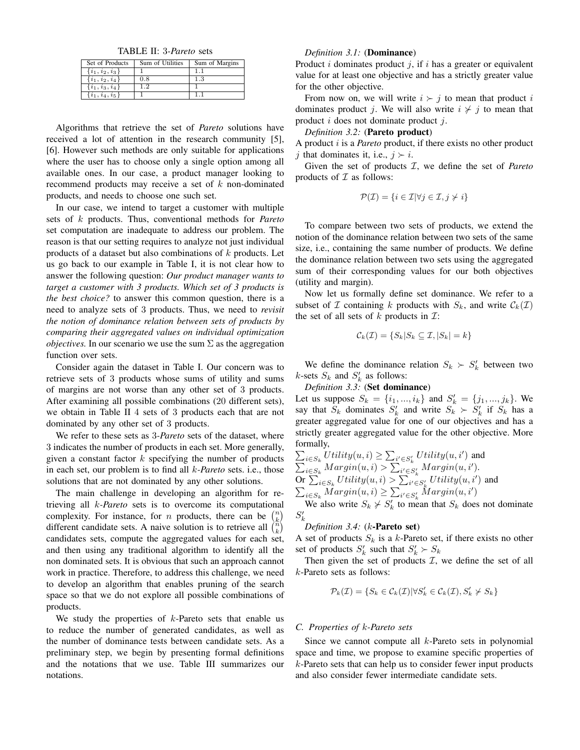TABLE II: 3-*Pareto* sets

| Set of Products | Sum of Utilities | Sum of Margins |
| --- | --- | --- |
| $\{i_1, i_2, i_3\}$ | 1 | 1.1 |
| $\{i_1, i_2, i_4\}$ | 0.8 | 1.3 |
| $\{i_1, i_3, i_4\}$ | 1.2 | 1 |
| $\{i_1, i_4, i_5\}$ | 1 | 1.1 |

Algorithms that retrieve the set of *Pareto* solutions have received a lot of attention in the research community [5], [6]. However such methods are only suitable for applications where the user has to choose only a single option among all available ones. In our case, a product manager looking to recommend products may receive a set of $k$ non-dominated products, and needs to choose one such set.

In our case, we intend to target a customer with multiple sets of $k$ products. Thus, conventional methods for *Pareto* set computation are inadequate to address our problem. The reason is that our setting requires to analyze not just individual products of a dataset but also combinations of $k$ products. Let us go back to our example in Table I, it is not clear how to answer the following question: *Our product manager wants to target a customer with 3 products. Which set of 3 products is the best choice?* to answer this common question, there is a need to analyze sets of 3 products. Thus, we need to *revisit the notion of dominance relation between sets of products by comparing their aggregated values on individual optimization objectives.* In our scenario we use the sum $\Sigma$ as the aggregation function over sets.

Consider again the dataset in Table I. Our concern was to retrieve sets of 3 products whose sums of utility and sums of margins are not worse than any other set of 3 products. After examining all possible combinations (20 different sets), we obtain in Table II 4 sets of 3 products each that are not dominated by any other set of 3 products.

We refer to these sets as 3-*Pareto* sets of the dataset, where 3 indicates the number of products in each set. More generally, given a constant factor $k$ specifying the number of products in each set, our problem is to find all $k$-*Pareto* sets. i.e., those solutions that are not dominated by any other solutions.

The main challenge in developing an algorithm for retrieving all $k$-*Pareto* sets is to overcome its computational complexity. For instance, for $n$ products, there can be $\binom{n}{k}$ different candidate sets. A naive solution is to retrieve all $\binom{n}{k}$ candidates sets, compute the aggregated values for each set, and then using any traditional algorithm to identify all the non dominated sets. It is obvious that such an approach cannot work in practice. Therefore, to address this challenge, we need to develop an algorithm that enables pruning of the search space so that we do not explore all possible combinations of products.

We study the properties of $k$-Pareto sets that enable us to reduce the number of generated candidates, as well as the number of dominance tests between candidate sets. As a preliminary step, we begin by presenting formal definitions and the notations that we use. Table III summarizes our notations.

*Definition 3.1:* (**Dominance**)
Product $i$ dominates product $j$, if $i$ has a greater or equivalent value for at least one objective and has a strictly greater value for the other objective.

From now on, we will write $i \succ j$ to mean that product $i$ dominates product $j$. We will also write $i \nsucc j$ to mean that product $i$ does not dominate product $j$.

*Definition 3.2:* (**Pareto product**)
A product $i$ is a *Pareto* product, if there exists no other product $j$ that dominates it, i.e., $j \succ i$.

Given the set of products $\mathcal{I}$, we define the set of *Pareto* products of $\mathcal{I}$ as follows:

$$\mathcal{P}(\mathcal{I}) = \{i \in \mathcal{I} | \forall j \in \mathcal{I}, j \nsucc i\}$$

To compare between two sets of products, we extend the notion of the dominance relation between two sets of the same size, i.e., containing the same number of products. We define the dominance relation between two sets using the aggregated sum of their corresponding values for our both objectives (utility and margin).

Now let us formally define set dominance. We refer to a subset of $\mathcal{I}$ containing $k$ products with $S_k$, and write $\mathcal{C}_k(\mathcal{I})$ the set of all sets of $k$ products in $\mathcal{I}$:

$$\mathcal{C}_k(\mathcal{I}) = \{S_k | S_k \subseteq \mathcal{I}, |S_k| = k\}$$

We define the dominance relation $S_k \succ S'_k$ between two $k$-sets $S_k$ and $S'_k$ as follows:

*Definition 3.3:* (**Set dominance**)
Let us suppose $S_k = \{i_1, ..., i_k\}$ and $S'_k = \{j_1, ..., j_k\}$. We say that $S_k$ dominates $S'_k$ and write $S_k \succ S'_k$ if $S_k$ has a greater aggregated value for one of our objectives and has a strictly greater aggregated value for the other objective. More formally,
$\sum_{i \in S_k} Utility(u, i) \geq \sum_{i' \in S'_k} Utility(u, i')$ and
$\sum_{i \in S_k} Margin(u, i) > \sum_{i' \in S'_k} Margin(u, i')$.
Or $\sum_{i \in S_k} Utility(u, i) > \sum_{i' \in S'_k} Utility(u, i')$ and
$\sum_{i \in S_k} Margin(u, i) \geq \sum_{i' \in S'_k} Margin(u, i')$

We also write $S_k \nsucc S'_k$ to mean that $S_k$ does not dominate $S'_k$

*Definition 3.4:* ($k$-**Pareto set**)
A set of products $S_k$ is a $k$-Pareto set, if there exists no other set of products $S'_k$ such that $S'_k \succ S_k$

Then given the set of products $\mathcal{I}$, we define the set of all $k$-Pareto sets as follows:

$$\mathcal{P}_k(\mathcal{I}) = \{S_k \in \mathcal{C}_k(\mathcal{I}) | \forall S'_k \in \mathcal{C}_k(\mathcal{I}), S'_k \nsucc S_k\}$$

### C. Properties of $k$-Pareto sets

Since we cannot compute all $k$-Pareto sets in polynomial space and time, we propose to examine specific properties of $k$-Pareto sets that can help us to consider fewer input products and also consider fewer intermediate candidate sets.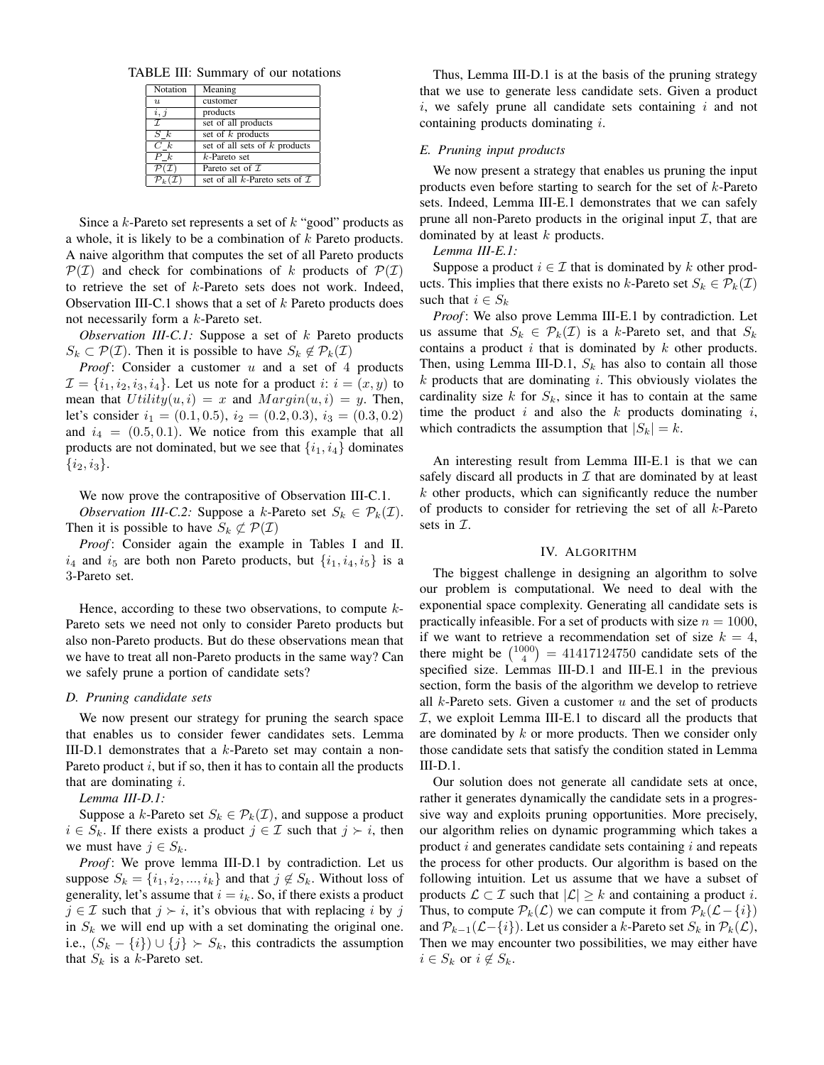TABLE III: Summary of our notations

| Notation | Meaning |
|---|---|
| $u$ | customer |
| $i, j$ | products |
| $\mathcal{I}$ | set of all products |
| $S\_k$ | set of $k$ products |
| $C\_k$ | set of all sets of $k$ products |
| $P\_k$ | $k$-Pareto set |
| $\mathcal{P}(\mathcal{I})$ | Pareto set of $\mathcal{I}$ |
| $\mathcal{P}_k(\mathcal{I})$ | set of all $k$-Pareto sets of $\mathcal{I}$ |

Since a $k$-Pareto set represents a set of $k$ "good" products as a whole, it is likely to be a combination of $k$ Pareto products. A naive algorithm that computes the set of all Pareto products $\mathcal{P}(\mathcal{I})$ and check for combinations of $k$ products of $\mathcal{P}(\mathcal{I})$ to retrieve the set of $k$-Pareto sets does not work. Indeed, Observation III-C.1 shows that a set of $k$ Pareto products does not necessarily form a $k$-Pareto set.

*Observation III-C.1:* Suppose a set of $k$ Pareto products $S_k \subset \mathcal{P}(\mathcal{I})$. Then it is possible to have $S_k \notin \mathcal{P}_k(\mathcal{I})$

*Proof*: Consider a customer $u$ and a set of 4 products $\mathcal{I} = \{i_1, i_2, i_3, i_4\}$. Let us note for a product $i$: $i = (x, y)$ to mean that $Utility(u, i) = x$ and $Margin(u, i) = y$. Then, let's consider $i_1 = (0.1, 0.5)$, $i_2 = (0.2, 0.3)$, $i_3 = (0.3, 0.2)$ and $i_4 = (0.5, 0.1)$. We notice from this example that all products are not dominated, but we see that $\{i_1, i_4\}$ dominates $\{i_2, i_3\}$.

We now prove the contrapositive of Observation III-C.1.

*Observation III-C.2:* Suppose a $k$-Pareto set $S_k \in \mathcal{P}_k(\mathcal{I})$. Then it is possible to have $S_k \not\subset \mathcal{P}(\mathcal{I})$

*Proof*: Consider again the example in Tables I and II. $i_4$ and $i_5$ are both non Pareto products, but $\{i_1, i_4, i_5\}$ is a 3-Pareto set.

Hence, according to these two observations, to compute $k$-Pareto sets we need not only to consider Pareto products but also non-Pareto products. But do these observations mean that we have to treat all non-Pareto products in the same way? Can we safely prune a portion of candidate sets?

### D. Pruning candidate sets

We now present our strategy for pruning the search space that enables us to consider fewer candidates sets. Lemma III-D.1 demonstrates that a $k$-Pareto set may contain a non-Pareto product $i$, but if so, then it has to contain all the products that are dominating $i$.

*Lemma III-D.1:*

Suppose a $k$-Pareto set $S_k \in \mathcal{P}_k(\mathcal{I})$, and suppose a product $i \in S_k$. If there exists a product $j \in \mathcal{I}$ such that $j \succ i$, then we must have $j \in S_k$.

*Proof*: We prove lemma III-D.1 by contradiction. Let us suppose $S_k = \{i_1, i_2, ..., i_k\}$ and that $j \notin S_k$. Without loss of generality, let's assume that $i = i_k$. So, if there exists a product $j \in \mathcal{I}$ such that $j \succ i$, it's obvious that with replacing $i$ by $j$ in $S_k$ we will end up with a set dominating the original one. i.e., $(S_k - \{i\}) \cup \{j\} \succ S_k$, this contradicts the assumption that $S_k$ is a $k$-Pareto set.

Thus, Lemma III-D.1 is at the basis of the pruning strategy that we use to generate less candidate sets. Given a product $i$, we safely prune all candidate sets containing $i$ and not containing products dominating $i$.

### E. Pruning input products

We now present a strategy that enables us pruning the input products even before starting to search for the set of $k$-Pareto sets. Indeed, Lemma III-E.1 demonstrates that we can safely prune all non-Pareto products in the original input $\mathcal{I}$, that are dominated by at least $k$ products.

*Lemma III-E.1:*

Suppose a product $i \in \mathcal{I}$ that is dominated by $k$ other products. This implies that there exists no $k$-Pareto set $S_k \in \mathcal{P}_k(\mathcal{I})$ such that $i \in S_k$

*Proof*: We also prove Lemma III-E.1 by contradiction. Let us assume that $S_k \in \mathcal{P}_k(\mathcal{I})$ is a $k$-Pareto set, and that $S_k$ contains a product $i$ that is dominated by $k$ other products. Then, using Lemma III-D.1, $S_k$ has also to contain all those $k$ products that are dominating $i$. This obviously violates the cardinality size $k$ for $S_k$, since it has to contain at the same time the product $i$ and also the $k$ products dominating $i$, which contradicts the assumption that $|S_k| = k$.

An interesting result from Lemma III-E.1 is that we can safely discard all products in $\mathcal{I}$ that are dominated by at least $k$ other products, which can significantly reduce the number of products to consider for retrieving the set of all $k$-Pareto sets in $\mathcal{I}$.

## IV. Algorithm

The biggest challenge in designing an algorithm to solve our problem is computational. We need to deal with the exponential space complexity. Generating all candidate sets is practically infeasible. For a set of products with size $n = 1000$, if we want to retrieve a recommendation set of size $k = 4$, there might be $\binom{1000}{4} = 41417124750$ candidate sets of the specified size. Lemmas III-D.1 and III-E.1 in the previous section, form the basis of the algorithm we develop to retrieve all $k$-Pareto sets. Given a customer $u$ and the set of products $\mathcal{I}$, we exploit Lemma III-E.1 to discard all the products that are dominated by $k$ or more products. Then we consider only those candidate sets that satisfy the condition stated in Lemma III-D.1.

Our solution does not generate all candidate sets at once, rather it generates dynamically the candidate sets in a progressive way and exploits pruning opportunities. More precisely, our algorithm relies on dynamic programming which takes a product $i$ and generates candidate sets containing $i$ and repeats the process for other products. Our algorithm is based on the following intuition. Let us assume that we have a subset of products $\mathcal{L} \subset \mathcal{I}$ such that $|\mathcal{L}| \geq k$ and containing a product $i$. Thus, to compute $\mathcal{P}_k(\mathcal{L})$ we can compute it from $\mathcal{P}_k(\mathcal{L} - \{i\})$ and $\mathcal{P}_{k-1}(\mathcal{L} - \{i\})$. Let us consider a $k$-Pareto set $S_k$ in $\mathcal{P}_k(\mathcal{L})$, Then we may encounter two possibilities, we may either have $i \in S_k$ or $i \notin S_k$.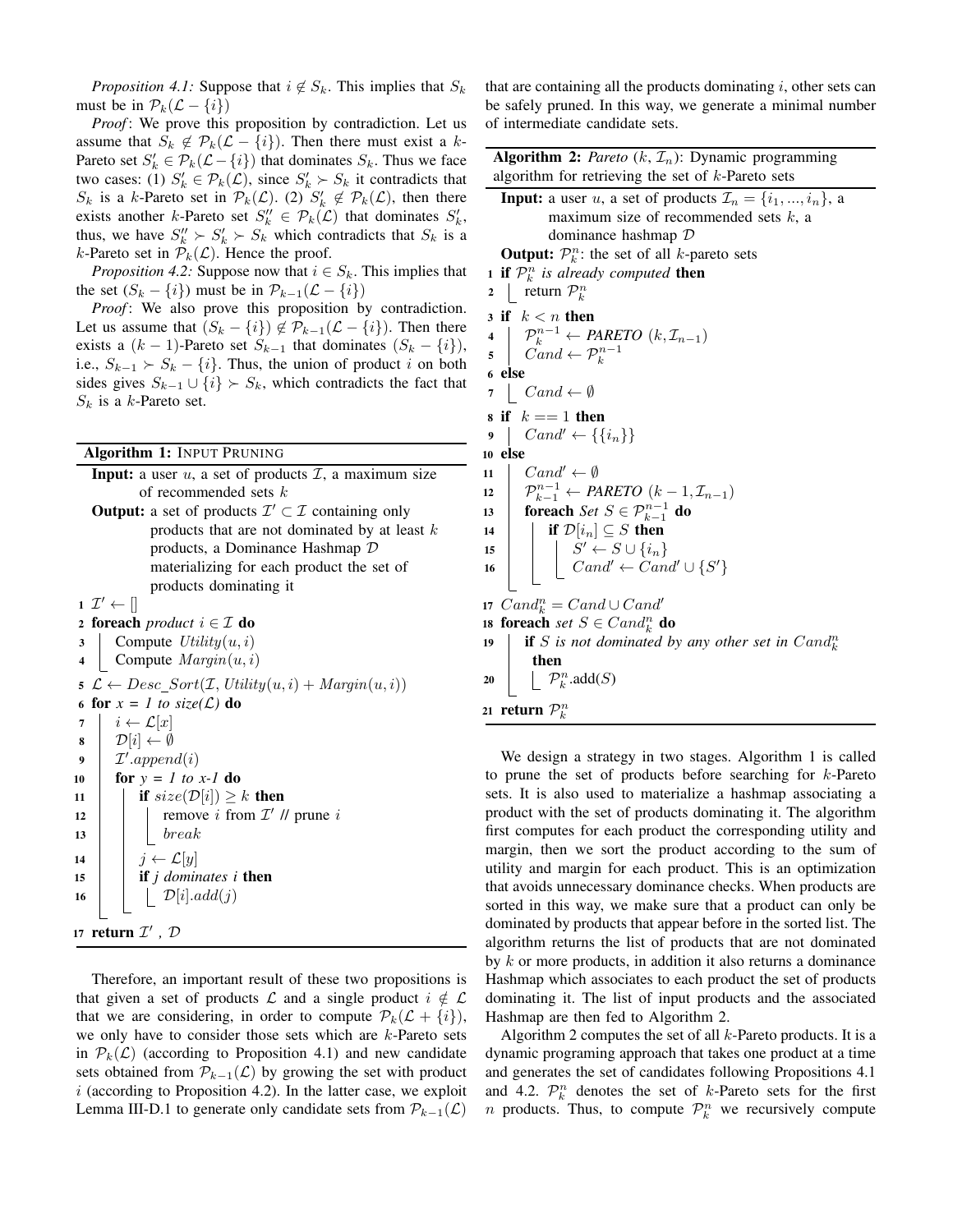*Proposition 4.1:* Suppose that $i \notin S_k$. This implies that $S_k$ must be in $\mathcal{P}_k(\mathcal{L} - \{i\})$

*Proof*: We prove this proposition by contradiction. Let us assume that $S_k \notin \mathcal{P}_k(\mathcal{L} - \{i\})$. Then there must exist a $k$-Pareto set $S'_k \in \mathcal{P}_k(\mathcal{L} - \{i\})$ that dominates $S_k$. Thus we face two cases: (1) $S'_k \in \mathcal{P}_k(\mathcal{L})$, since $S'_k \succ S_k$ it contradicts that $S_k$ is a $k$-Pareto set in $\mathcal{P}_k(\mathcal{L})$. (2) $S'_k \notin \mathcal{P}_k(\mathcal{L})$, then there exists another $k$-Pareto set $S''_k \in \mathcal{P}_k(\mathcal{L})$ that dominates $S'_k$, thus, we have $S''_k \succ S'_k \succ S_k$ which contradicts that $S_k$ is a $k$-Pareto set in $\mathcal{P}_k(\mathcal{L})$. Hence the proof.

*Proposition 4.2:* Suppose now that $i \in S_k$. This implies that the set $(S_k - \{i\})$ must be in $\mathcal{P}_{k-1}(\mathcal{L} - \{i\})$

*Proof*: We also prove this proposition by contradiction. Let us assume that $(S_k - \{i\}) \notin \mathcal{P}_{k-1}(\mathcal{L} - \{i\})$. Then there exists a $(k-1)$-Pareto set $S_{k-1}$ that dominates $(S_k - \{i\})$, i.e., $S_{k-1} \succ S_k - \{i\}$. Thus, the union of product $i$ on both sides gives $S_{k-1} \cup \{i\} \succ S_k$, which contradicts the fact that $S_k$ is a $k$-Pareto set.

**Algorithm 1:** INPUT PRUNING

**Input:** a user $u$, a set of products $\mathcal{I}$, a maximum size of recommended sets $k$

**Output:** a set of products $\mathcal{I}' \subset \mathcal{I}$ containing only products that are not dominated by at least $k$ products, a Dominance Hashmap $\mathcal{D}$ materializing for each product the set of products dominating it

```
1  I' ← []
2  foreach product i ∈ I do
3      Compute Utility(u, i)
4      Compute Margin(u, i)
5  L ← Desc_Sort(I, Utility(u, i) + Margin(u, i))
6  for x = 1 to size(L) do
7      i ← L[x]
8      D[i] ← ∅
9      I'.append(i)
10     for y = 1 to x-1 do
11         if size(D[i]) ≥ k then
12             remove i from I' // prune i
13             break
14         j ← L[y]
15         if j dominates i then
16             D[i].add(j)
17 return I', D
```

Therefore, an important result of these two propositions is that given a set of products $\mathcal{L}$ and a single product $i \notin \mathcal{L}$ that we are considering, in order to compute $\mathcal{P}_k(\mathcal{L} + \{i\})$, we only have to consider those sets which are $k$-Pareto sets in $\mathcal{P}_k(\mathcal{L})$ (according to Proposition 4.1) and new candidate sets obtained from $\mathcal{P}_{k-1}(\mathcal{L})$ by growing the set with product $i$ (according to Proposition 4.2). In the latter case, we exploit Lemma III-D.1 to generate only candidate sets from $\mathcal{P}_{k-1}(\mathcal{L})$ that are containing all the products dominating $i$, other sets can be safely pruned. In this way, we generate a minimal number of intermediate candidate sets.

**Algorithm 2:** *Pareto* $(k, \mathcal{I}_n)$: Dynamic programming algorithm for retrieving the set of $k$-Pareto sets

**Input:** a user $u$, a set of products $\mathcal{I}_n = \{i_1, ..., i_n\}$, a maximum size of recommended sets $k$, a dominance hashmap $\mathcal{D}$

**Output:** $\mathcal{P}^n_k$: the set of all $k$-pareto sets

```
1  if P^n_k is already computed then
2      return P^n_k
3  if k < n then
4      P^{n-1}_k ← PARETO (k, I_{n-1})
5      Cand ← P^{n-1}_k
6  else
7      Cand ← ∅
8  if k == 1 then
9      Cand' ← {{i_n}}
10 else
11     Cand' ← ∅
12     P^{n-1}_{k-1} ← PARETO (k-1, I_{n-1})
13     foreach Set S ∈ P^{n-1}_{k-1} do
14         if D[i_n] ⊆ S then
15             S' ← S ∪ {i_n}
16             Cand' ← Cand' ∪ {S'}
17 Cand^n_k = Cand ∪ Cand'
18 foreach set S ∈ Cand^n_k do
19     if S is not dominated by any other set in Cand^n_k then
20         P^n_k.add(S)
21 return P^n_k
```

We design a strategy in two stages. Algorithm 1 is called to prune the set of products before searching for $k$-Pareto sets. It is also used to materialize a hashmap associating a product with the set of products dominating it. The algorithm first computes for each product the corresponding utility and margin, then we sort the product according to the sum of utility and margin for each product. This is an optimization that avoids unnecessary dominance checks. When products are sorted in this way, we make sure that a product can only be dominated by products that appear before in the sorted list. The algorithm returns the list of products that are not dominated by $k$ or more products, in addition it also returns a dominance Hashmap which associates to each product the set of products dominating it. The list of input products and the associated Hashmap are then fed to Algorithm 2.

Algorithm 2 computes the set of all $k$-Pareto products. It is a dynamic programing approach that takes one product at a time and generates the set of candidates following Propositions 4.1 and 4.2. $\mathcal{P}^n_k$ denotes the set of $k$-Pareto sets for the first $n$ products. Thus, to compute $\mathcal{P}^n_k$ we recursively compute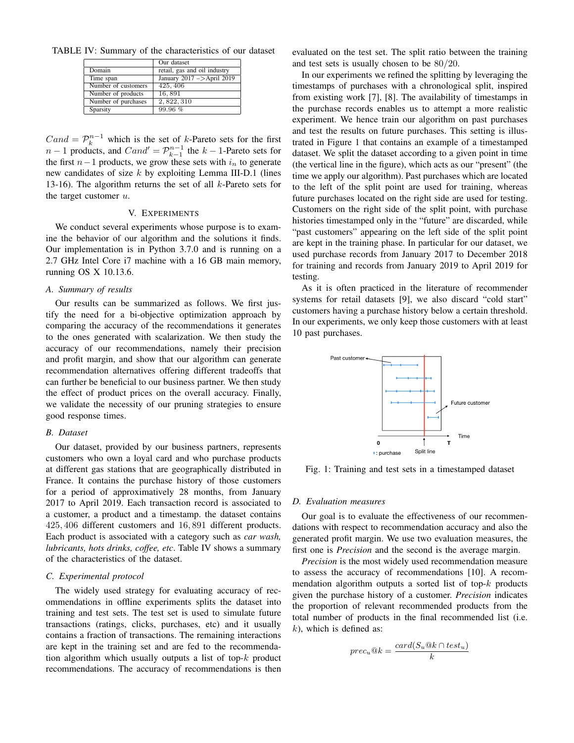TABLE IV: Summary of the characteristics of our dataset

| | Our dataset |
|---|---|
| Domain | retail, gas and oil industry |
| Time span | January 2017 –>April 2019 |
| Number of customers | 425, 406 |
| Number of products | 16, 891 |
| Number of purchases | 2, 822, 310 |
| Sparsity | 99.96 % |

$Cand = \mathcal{P}_k^{n-1}$ which is the set of $k$-Pareto sets for the first $n-1$ products, and $Cand' = \mathcal{P}_{k-1}^{n-1}$ the $k-1$-Pareto sets for the first $n-1$ products, we grow these sets with $i_n$ to generate new candidates of size $k$ by exploiting Lemma III-D.1 (lines 13-16). The algorithm returns the set of all $k$-Pareto sets for the target customer $u$.

## V. Experiments

We conduct several experiments whose purpose is to examine the behavior of our algorithm and the solutions it finds. Our implementation is in Python 3.7.0 and is running on a 2.7 GHz Intel Core i7 machine with a 16 GB main memory, running OS X 10.13.6.

### A. Summary of results

Our results can be summarized as follows. We first justify the need for a bi-objective optimization approach by comparing the accuracy of the recommendations it generates to the ones generated with scalarization. We then study the accuracy of our recommendations, namely their precision and profit margin, and show that our algorithm can generate recommendation alternatives offering different tradeoffs that can further be beneficial to our business partner. We then study the effect of product prices on the overall accuracy. Finally, we validate the necessity of our pruning strategies to ensure good response times.

### B. Dataset

Our dataset, provided by our business partners, represents customers who own a loyal card and who purchase products at different gas stations that are geographically distributed in France. It contains the purchase history of those customers for a period of approximatively 28 months, from January 2017 to April 2019. Each transaction record is associated to a customer, a product and a timestamp. the dataset contains $425,406$ different customers and $16,891$ different products. Each product is associated with a category such as *car wash, lubricants, hots drinks, coffee, etc*. Table IV shows a summary of the characteristics of the dataset.

### C. Experimental protocol

The widely used strategy for evaluating accuracy of recommendations in offline experiments splits the dataset into training and test sets. The test set is used to simulate future transactions (ratings, clicks, purchases, etc) and it usually contains a fraction of transactions. The remaining interactions are kept in the training set and are fed to the recommendation algorithm which usually outputs a list of top-$k$ product recommendations. The accuracy of recommendations is then evaluated on the test set. The split ratio between the training and test sets is usually chosen to be $80/20$.

In our experiments we refined the splitting by leveraging the timestamps of purchases with a chronological split, inspired from existing work [7], [8]. The availability of timestamps in the purchase records enables us to attempt a more realistic experiment. We hence train our algorithm on past purchases and test the results on future purchases. This setting is illustrated in Figure 1 that contains an example of a timestamped dataset. We split the dataset according to a given point in time (the vertical line in the figure), which acts as our "present" (the time we apply our algorithm). Past purchases which are located to the left of the split point are used for training, whereas future purchases located on the right side are used for testing. Customers on the right side of the split point, with purchase histories timestamped only in the "future" are discarded, while "past customers" appearing on the left side of the split point are kept in the training phase. In particular for our dataset, we used purchase records from January 2017 to December 2018 for training and records from January 2019 to April 2019 for testing.

As it is often practiced in the literature of recommender systems for retail datasets [9], we also discard "cold start" customers having a purchase history below a certain threshold. In our experiments, we only keep those customers with at least 10 past purchases.

Fig. 1: Training and test sets in a timestamped dataset

### D. Evaluation measures

Our goal is to evaluate the effectiveness of our recommendations with respect to recommendation accuracy and also the generated profit margin. We use two evaluation measures, the first one is *Precision* and the second is the average margin.

*Precision* is the most widely used recommendation measure to assess the accuracy of recommendations [10]. A recommendation algorithm outputs a sorted list of top-$k$ products given the purchase history of a customer. *Precision* indicates the proportion of relevant recommended products from the total number of products in the final recommended list (i.e. $k$), which is defined as:

$$prec_u@k = \frac{card(S_u@k \cap test_u)}{k}$$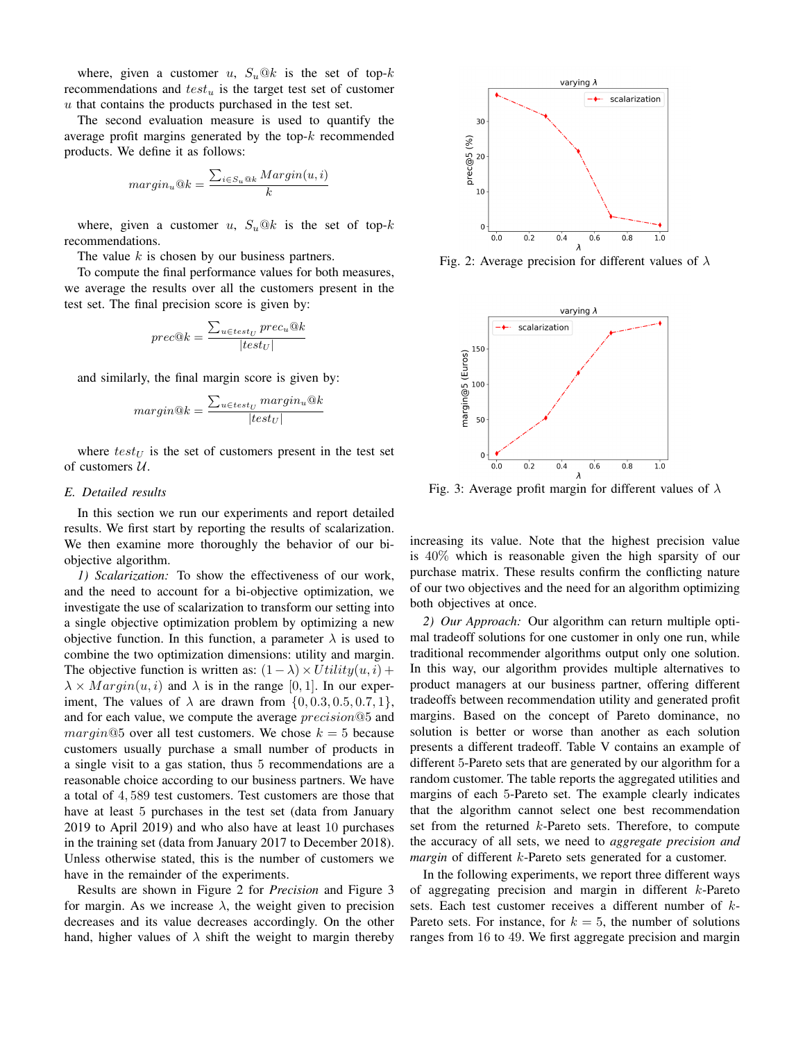where, given a customer $u$, $S_u@k$ is the set of top-$k$ recommendations and $test_u$ is the target test set of customer $u$ that contains the products purchased in the test set.

The second evaluation measure is used to quantify the average profit margins generated by the top-$k$ recommended products. We define it as follows:

$$margin_u@k = \frac{\sum_{i \in S_u@k} Margin(u,i)}{k}$$

where, given a customer $u$, $S_u@k$ is the set of top-$k$ recommendations.

The value $k$ is chosen by our business partners.

To compute the final performance values for both measures, we average the results over all the customers present in the test set. The final precision score is given by:

$$prec@k = \frac{\sum_{u \in test_U} prec_u@k}{|test_U|}$$

and similarly, the final margin score is given by:

$$margin@k = \frac{\sum_{u \in test_U} margin_u@k}{|test_U|}$$

where $test_U$ is the set of customers present in the test set of customers $\mathcal{U}$.

### E. Detailed results

In this section we run our experiments and report detailed results. We first start by reporting the results of scalarization. We then examine more thoroughly the behavior of our bi-objective algorithm.

*1) Scalarization:* To show the effectiveness of our work, and the need to account for a bi-objective optimization, we investigate the use of scalarization to transform our setting into a single objective optimization problem by optimizing a new objective function. In this function, a parameter $\lambda$ is used to combine the two optimization dimensions: utility and margin. The objective function is written as: $(1-\lambda) \times Utility(u,i) + \lambda \times Margin(u,i)$ and $\lambda$ is in the range $[0,1]$. In our experiment, The values of $\lambda$ are drawn from $\{0, 0.3, 0.5, 0.7, 1\}$, and for each value, we compute the average $precision@5$ and $margin@5$ over all test customers. We chose $k = 5$ because customers usually purchase a small number of products in a single visit to a gas station, thus 5 recommendations are a reasonable choice according to our business partners. We have a total of $4,589$ test customers. Test customers are those that have at least 5 purchases in the test set (data from January 2019 to April 2019) and who also have at least 10 purchases in the training set (data from January 2017 to December 2018). Unless otherwise stated, this is the number of customers we have in the remainder of the experiments.

Results are shown in Figure 2 for *Precision* and Figure 3 for margin. As we increase $\lambda$, the weight given to precision decreases and its value decreases accordingly. On the other hand, higher values of $\lambda$ shift the weight to margin thereby

Fig. 2: Average precision for different values of $\lambda$

Fig. 3: Average profit margin for different values of $\lambda$

increasing its value. Note that the highest precision value is $40\%$ which is reasonable given the high sparsity of our purchase matrix. These results confirm the conflicting nature of our two objectives and the need for an algorithm optimizing both objectives at once.

*2) Our Approach:* Our algorithm can return multiple optimal tradeoff solutions for one customer in only one run, while traditional recommender algorithms output only one solution. In this way, our algorithm provides multiple alternatives to product managers at our business partner, offering different tradeoffs between recommendation utility and generated profit margins. Based on the concept of Pareto dominance, no solution is better or worse than another as each solution presents a different tradeoff. Table V contains an example of different 5-Pareto sets that are generated by our algorithm for a random customer. The table reports the aggregated utilities and margins of each 5-Pareto set. The example clearly indicates that the algorithm cannot select one best recommendation set from the returned $k$-Pareto sets. Therefore, to compute the accuracy of all sets, we need to *aggregate precision and margin* of different $k$-Pareto sets generated for a customer.

In the following experiments, we report three different ways of aggregating precision and margin in different $k$-Pareto sets. Each test customer receives a different number of $k$-Pareto sets. For instance, for $k = 5$, the number of solutions ranges from 16 to 49. We first aggregate precision and margin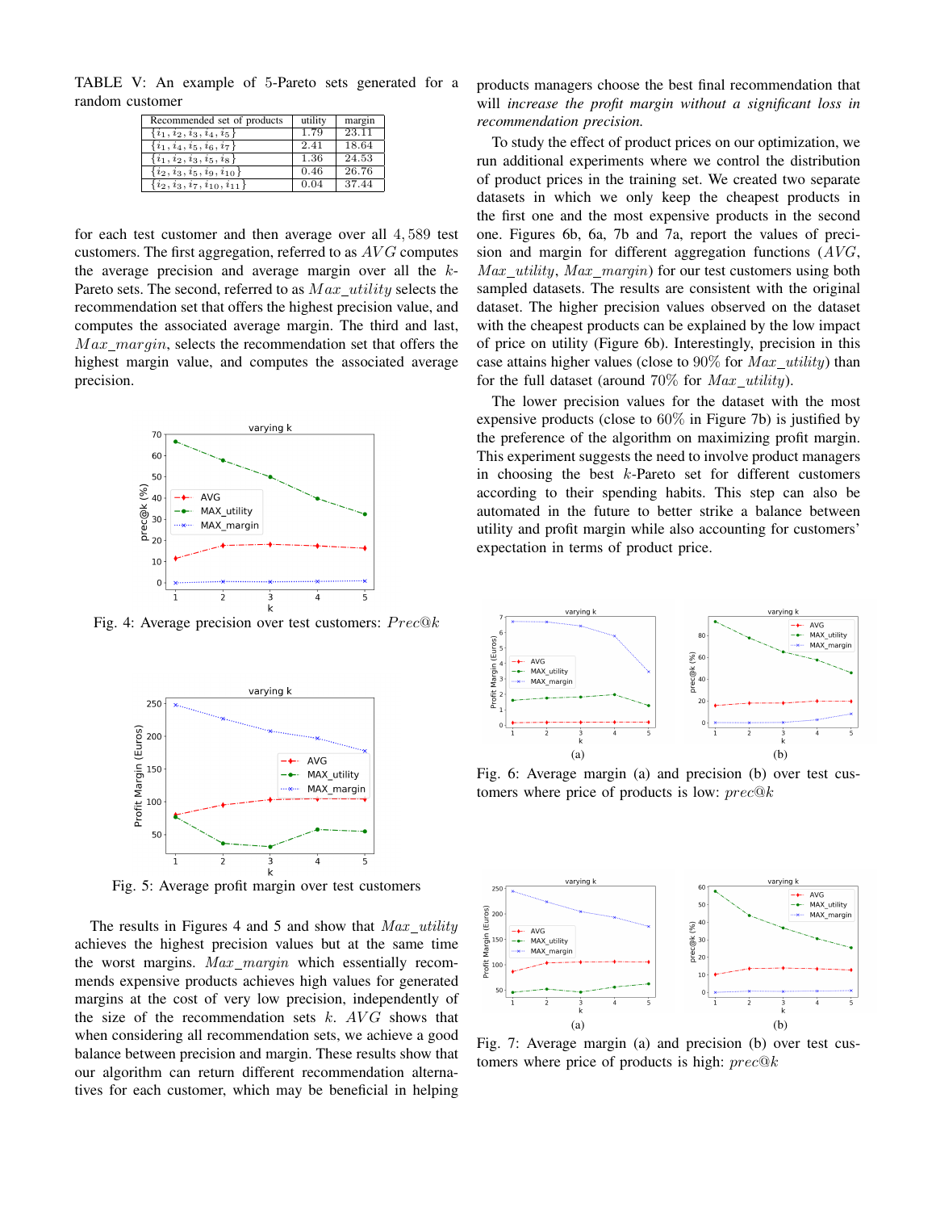TABLE V: An example of 5-Pareto sets generated for a random customer

| Recommended set of products | utility | margin |
|---|---|---|
| $\{i_1, i_2, i_3, i_4, i_5\}$ | 1.79 | 23.11 |
| $\{i_1, i_4, i_5, i_6, i_7\}$ | 2.41 | 18.64 |
| $\{i_1, i_2, i_3, i_5, i_8\}$ | 1.36 | 24.53 |
| $\{i_2, i_3, i_5, i_9, i_{10}\}$ | 0.46 | 26.76 |
| $\{i_2, i_3, i_7, i_{10}, i_{11}\}$ | 0.04 | 37.44 |

for each test customer and then average over all 4,589 test customers. The first aggregation, referred to as $AVG$ computes the average precision and average margin over all the $k$-Pareto sets. The second, referred to as $Max\_utility$ selects the recommendation set that offers the highest precision value, and computes the associated average margin. The third and last, $Max\_margin$, selects the recommendation set that offers the highest margin value, and computes the associated average precision.

Fig. 4: Average precision over test customers: $Prec@k$

Fig. 5: Average profit margin over test customers

The results in Figures 4 and 5 and show that $Max\_utility$ achieves the highest precision values but at the same time the worst margins. $Max\_margin$ which essentially recommends expensive products achieves high values for generated margins at the cost of very low precision, independently of the size of the recommendation sets $k$. $AVG$ shows that when considering all recommendation sets, we achieve a good balance between precision and margin. These results show that our algorithm can return different recommendation alternatives for each customer, which may be beneficial in helping products managers choose the best final recommendation that will *increase the profit margin without a significant loss in recommendation precision.*

To study the effect of product prices on our optimization, we run additional experiments where we control the distribution of product prices in the training set. We created two separate datasets in which we only keep the cheapest products in the first one and the most expensive products in the second one. Figures 6b, 6a, 7b and 7a, report the values of precision and margin for different aggregation functions ($AVG$, $Max\_utility$, $Max\_margin$) for our test customers using both sampled datasets. The results are consistent with the original dataset. The higher precision values observed on the dataset with the cheapest products can be explained by the low impact of price on utility (Figure 6b). Interestingly, precision in this case attains higher values (close to 90% for $Max\_utility$) than for the full dataset (around 70% for $Max\_utility$).

The lower precision values for the dataset with the most expensive products (close to 60% in Figure 7b) is justified by the preference of the algorithm on maximizing profit margin. This experiment suggests the need to involve product managers in choosing the best $k$-Pareto set for different customers according to their spending habits. This step can also be automated in the future to better strike a balance between utility and profit margin while also accounting for customers' expectation in terms of product price.

(a) (b)

Fig. 6: Average margin (a) and precision (b) over test customers where price of products is low: $prec@k$

(a) (b)

Fig. 7: Average margin (a) and precision (b) over test customers where price of products is high: $prec@k$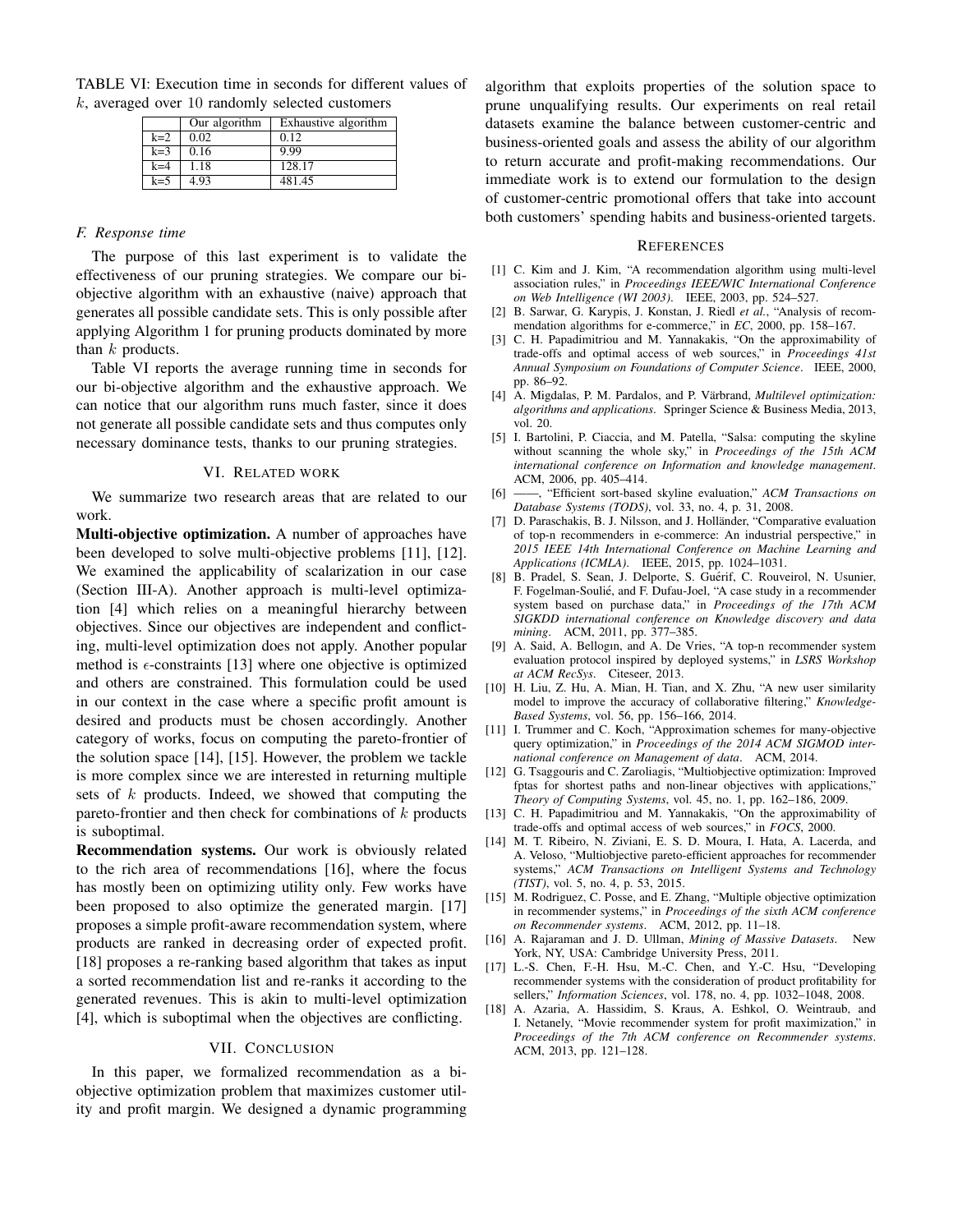TABLE VI: Execution time in seconds for different values of $k$, averaged over 10 randomly selected customers

| | Our algorithm | Exhaustive algorithm |
|---|---|---|
| k=2 | 0.02 | 0.12 |
| k=3 | 0.16 | 9.99 |
| k=4 | 1.18 | 128.17 |
| k=5 | 4.93 | 481.45 |

### F. Response time

The purpose of this last experiment is to validate the effectiveness of our pruning strategies. We compare our bi-objective algorithm with an exhaustive (naive) approach that generates all possible candidate sets. This is only possible after applying Algorithm 1 for pruning products dominated by more than $k$ products.

Table VI reports the average running time in seconds for our bi-objective algorithm and the exhaustive approach. We can notice that our algorithm runs much faster, since it does not generate all possible candidate sets and thus computes only necessary dominance tests, thanks to our pruning strategies.

## VI. Related work

We summarize two research areas that are related to our work.

**Multi-objective optimization.** A number of approaches have been developed to solve multi-objective problems [11], [12]. We examined the applicability of scalarization in our case (Section III-A). Another approach is multi-level optimization [4] which relies on a meaningful hierarchy between objectives. Since our objectives are independent and conflicting, multi-level optimization does not apply. Another popular method is $\epsilon$-constraints [13] where one objective is optimized and others are constrained. This formulation could be used in our context in the case where a specific profit amount is desired and products must be chosen accordingly. Another category of works, focus on computing the pareto-frontier of the solution space [14], [15]. However, the problem we tackle is more complex since we are interested in returning multiple sets of $k$ products. Indeed, we showed that computing the pareto-frontier and then check for combinations of $k$ products is suboptimal.

**Recommendation systems.** Our work is obviously related to the rich area of recommendations [16], where the focus has mostly been on optimizing utility only. Few works have been proposed to also optimize the generated margin. [17] proposes a simple profit-aware recommendation system, where products are ranked in decreasing order of expected profit. [18] proposes a re-ranking based algorithm that takes as input a sorted recommendation list and re-ranks it according to the generated revenues. This is akin to multi-level optimization [4], which is suboptimal when the objectives are conflicting.

## VII. Conclusion

In this paper, we formalized recommendation as a bi-objective optimization problem that maximizes customer utility and profit margin. We designed a dynamic programming algorithm that exploits properties of the solution space to prune unqualifying results. Our experiments on real retail datasets examine the balance between customer-centric and business-oriented goals and assess the ability of our algorithm to return accurate and profit-making recommendations. Our immediate work is to extend our formulation to the design of customer-centric promotional offers that take into account both customers' spending habits and business-oriented targets.

## References

[1] C. Kim and J. Kim, "A recommendation algorithm using multi-level association rules," in *Proceedings IEEE/WIC International Conference on Web Intelligence (WI 2003)*. IEEE, 2003, pp. 524–527.

[2] B. Sarwar, G. Karypis, J. Konstan, J. Riedl *et al.*, "Analysis of recommendation algorithms for e-commerce," in *EC*, 2000, pp. 158–167.

[3] C. H. Papadimitriou and M. Yannakakis, "On the approximability of trade-offs and optimal access of web sources," in *Proceedings 41st Annual Symposium on Foundations of Computer Science*. IEEE, 2000, pp. 86–92.

[4] A. Migdalas, P. M. Pardalos, and P. Värbrand, *Multilevel optimization: algorithms and applications*. Springer Science & Business Media, 2013, vol. 20.

[5] I. Bartolini, P. Ciaccia, and M. Patella, "Salsa: computing the skyline without scanning the whole sky," in *Proceedings of the 15th ACM international conference on Information and knowledge management*. ACM, 2006, pp. 405–414.

[6] ——, "Efficient sort-based skyline evaluation," *ACM Transactions on Database Systems (TODS)*, vol. 33, no. 4, p. 31, 2008.

[7] D. Paraschakis, B. J. Nilsson, and J. Holländer, "Comparative evaluation of top-n recommenders in e-commerce: An industrial perspective," in *2015 IEEE 14th International Conference on Machine Learning and Applications (ICMLA)*. IEEE, 2015, pp. 1024–1031.

[8] B. Pradel, S. Sean, J. Delporte, S. Guérif, C. Rouveirol, N. Usunier, F. Fogelman-Soulié, and F. Dufau-Joel, "A case study in a recommender system based on purchase data," in *Proceedings of the 17th ACM SIGKDD international conference on Knowledge discovery and data mining*. ACM, 2011, pp. 377–385.

[9] A. Said, A. Bellogın, and A. De Vries, "A top-n recommender system evaluation protocol inspired by deployed systems," in *LSRS Workshop at ACM RecSys*. Citeseer, 2013.

[10] H. Liu, Z. Hu, A. Mian, H. Tian, and X. Zhu, "A new user similarity model to improve the accuracy of collaborative filtering," *Knowledge-Based Systems*, vol. 56, pp. 156–166, 2014.

[11] I. Trummer and C. Koch, "Approximation schemes for many-objective query optimization," in *Proceedings of the 2014 ACM SIGMOD international conference on Management of data*. ACM, 2014.

[12] G. Tsaggouris and C. Zaroliagis, "Multiobjective optimization: Improved fptas for shortest paths and non-linear objectives with applications," *Theory of Computing Systems*, vol. 45, no. 1, pp. 162–186, 2009.

[13] C. H. Papadimitriou and M. Yannakakis, "On the approximability of trade-offs and optimal access of web sources," in *FOCS*, 2000.

[14] M. T. Ribeiro, N. Ziviani, E. S. D. Moura, I. Hata, A. Lacerda, and A. Veloso, "Multiobjective pareto-efficient approaches for recommender systems," *ACM Transactions on Intelligent Systems and Technology (TIST)*, vol. 5, no. 4, p. 53, 2015.

[15] M. Rodriguez, C. Posse, and E. Zhang, "Multiple objective optimization in recommender systems," in *Proceedings of the sixth ACM conference on Recommender systems*. ACM, 2012, pp. 11–18.

[16] A. Rajaraman and J. D. Ullman, *Mining of Massive Datasets*. New York, NY, USA: Cambridge University Press, 2011.

[17] L.-S. Chen, F.-H. Hsu, M.-C. Chen, and Y.-C. Hsu, "Developing recommender systems with the consideration of product profitability for sellers," *Information Sciences*, vol. 178, no. 4, pp. 1032–1048, 2008.

[18] A. Azaria, A. Hassidim, S. Kraus, A. Eshkol, O. Weintraub, and I. Netanely, "Movie recommender system for profit maximization," in *Proceedings of the 7th ACM conference on Recommender systems*. ACM, 2013, pp. 121–128.